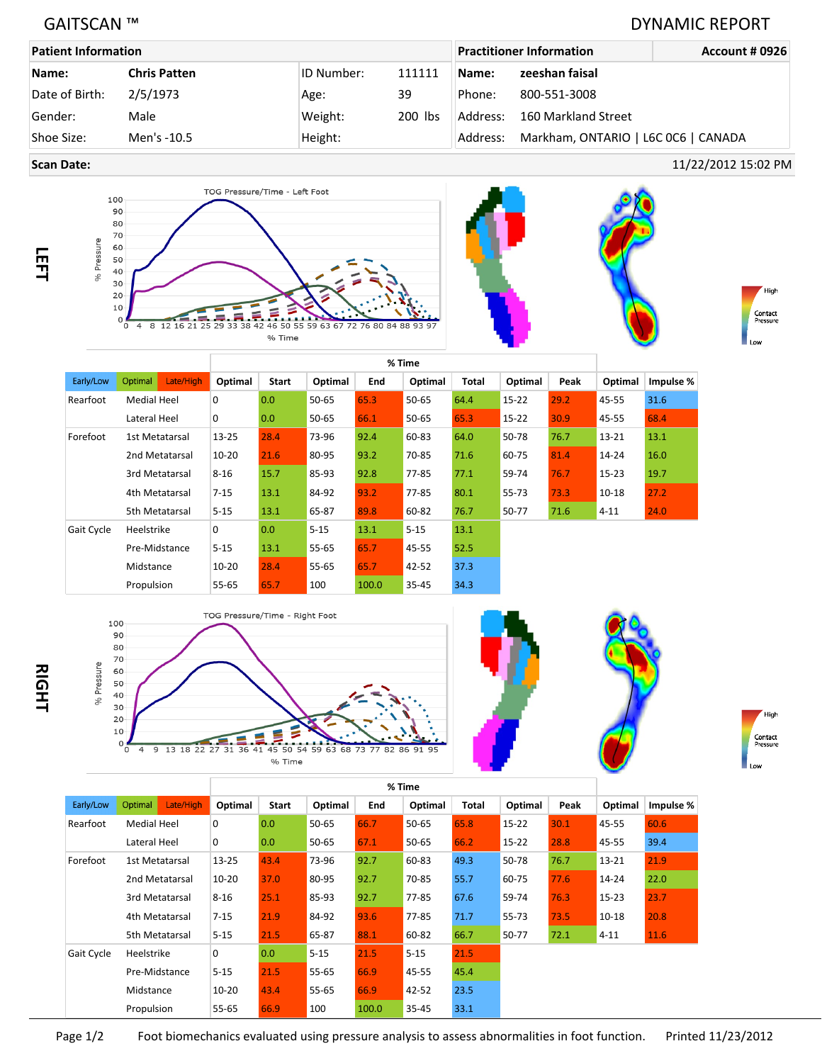GAITSCAN ™

DYNAMIC REPORT

| Patient Information | | | | Practitioner Information | Account # 0926 |
|---|---|---|---|---|---|
| Name: | Chris Patten | ID Number: | 111111 | Name: | zeeshan faisal |
| Date of Birth: | 2/5/1973 | Age: | 39 | Phone: | 800-551-3008 |
| Gender: | Male | Weight: | 200 lbs | Address: | 160 Markland Street |
| Shoe Size: | Men's -10.5 | Height: | | Address: | Markham, ONTARIO \| L6C 0C6 \| CANADA |

**Scan Date:** 11/22/2012 15:02 PM

## LEFT

TOG Pressure/Time - Left Foot

| Early/Low | Optimal | Late/High | % Time | | | | | | | | |
|---|---|---|---|---|---|---|---|---|---|---|---|
| | | | Optimal | Start | Optimal | End | Optimal | Total | Optimal | Peak | Optimal | Impulse % |
| Rearfoot | Medial Heel | | 0 | 0.0 | 50-65 | 65.3 | 50-65 | 64.4 | 15-22 | 29.2 | 45-55 | 31.6 |
| | Lateral Heel | | 0 | 0.0 | 50-65 | 66.1 | 50-65 | 65.3 | 15-22 | 30.9 | 45-55 | 68.4 |
| Forefoot | 1st Metatarsal | | 13-25 | 28.4 | 73-96 | 92.4 | 60-83 | 64.0 | 50-78 | 76.7 | 13-21 | 13.1 |
| | 2nd Metatarsal | | 10-20 | 21.6 | 80-95 | 93.2 | 70-85 | 71.6 | 60-75 | 81.4 | 14-24 | 16.0 |
| | 3rd Metatarsal | | 8-16 | 15.7 | 85-93 | 92.8 | 77-85 | 77.1 | 59-74 | 76.7 | 15-23 | 19.7 |
| | 4th Metatarsal | | 7-15 | 13.1 | 84-92 | 93.2 | 77-85 | 80.1 | 55-73 | 73.3 | 10-18 | 27.2 |
| | 5th Metatarsal | | 5-15 | 13.1 | 65-87 | 89.8 | 60-82 | 76.7 | 50-77 | 71.6 | 4-11 | 24.0 |
| Gait Cycle | Heelstrike | | 0 | 0.0 | 5-15 | 13.1 | 5-15 | 13.1 | | | | |
| | Pre-Midstance | | 5-15 | 13.1 | 55-65 | 65.7 | 45-55 | 52.5 | | | | |
| | Midstance | | 10-20 | 28.4 | 55-65 | 65.7 | 42-52 | 37.3 | | | | |
| | Propulsion | | 55-65 | 65.7 | 100 | 100.0 | 35-45 | 34.3 | | | | |

## RIGHT

TOG Pressure/Time - Right Foot

| Early/Low | Optimal | Late/High | % Time | | | | | | | | |
|---|---|---|---|---|---|---|---|---|---|---|---|
| | | | Optimal | Start | Optimal | End | Optimal | Total | Optimal | Peak | Optimal | Impulse % |
| Rearfoot | Medial Heel | | 0 | 0.0 | 50-65 | 66.7 | 50-65 | 65.8 | 15-22 | 30.1 | 45-55 | 60.6 |
| | Lateral Heel | | 0 | 0.0 | 50-65 | 67.1 | 50-65 | 66.2 | 15-22 | 28.8 | 45-55 | 39.4 |
| Forefoot | 1st Metatarsal | | 13-25 | 43.4 | 73-96 | 92.7 | 60-83 | 49.3 | 50-78 | 76.7 | 13-21 | 21.9 |
| | 2nd Metatarsal | | 10-20 | 37.0 | 80-95 | 92.7 | 70-85 | 55.7 | 60-75 | 77.6 | 14-24 | 22.0 |
| | 3rd Metatarsal | | 8-16 | 25.1 | 85-93 | 92.7 | 77-85 | 67.6 | 59-74 | 76.3 | 15-23 | 23.7 |
| | 4th Metatarsal | | 7-15 | 21.9 | 84-92 | 93.6 | 77-85 | 71.7 | 55-73 | 73.5 | 10-18 | 20.8 |
| | 5th Metatarsal | | 5-15 | 21.5 | 65-87 | 88.1 | 60-82 | 66.7 | 50-77 | 72.1 | 4-11 | 11.6 |
| Gait Cycle | Heelstrike | | 0 | 0.0 | 5-15 | 21.5 | 5-15 | 21.5 | | | | |
| | Pre-Midstance | | 5-15 | 21.5 | 55-65 | 66.9 | 45-55 | 45.4 | | | | |
| | Midstance | | 10-20 | 43.4 | 55-65 | 66.9 | 42-52 | 23.5 | | | | |
| | Propulsion | | 55-65 | 66.9 | 100 | 100.0 | 35-45 | 33.1 | | | | |

Foot biomechanics evaluated using pressure analysis to assess abnormalities in foot function. Printed 11/23/2012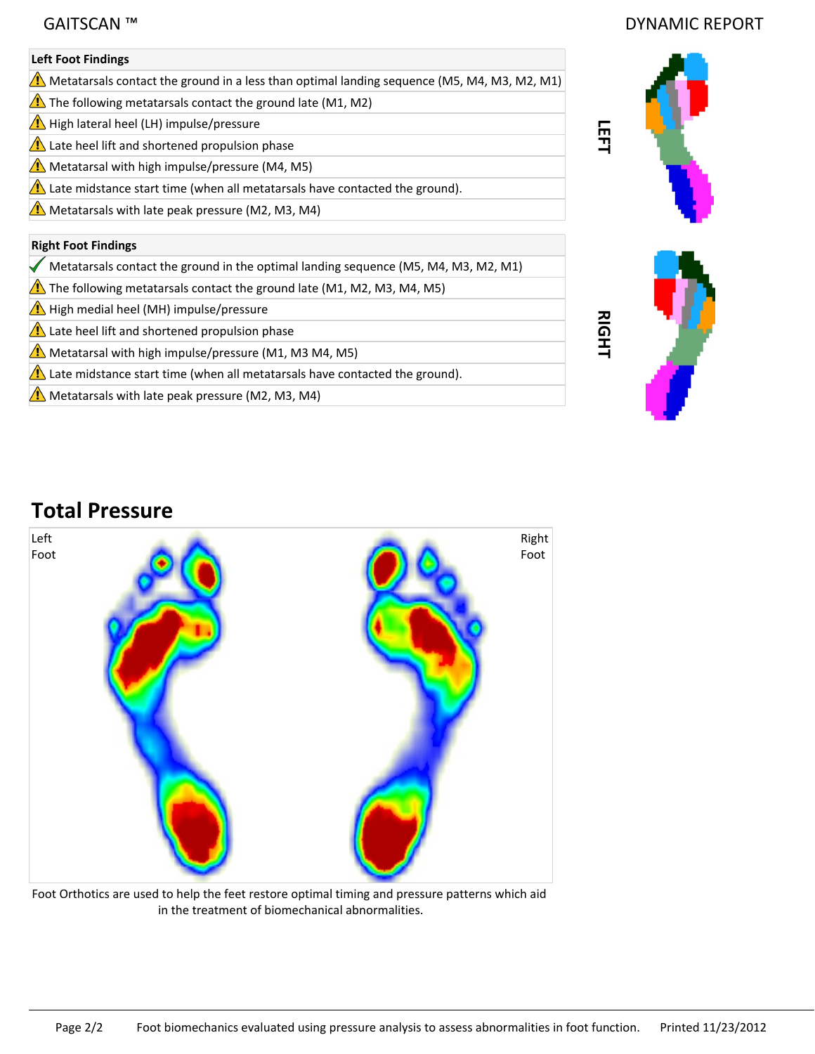GAITSCAN ™

DYNAMIC REPORT

| Left Foot Findings |
|---|
| ⚠ Metatarsals contact the ground in a less than optimal landing sequence (M5, M4, M3, M2, M1) |
| ⚠ The following metatarsals contact the ground late (M1, M2) |
| ⚠ High lateral heel (LH) impulse/pressure |
| ⚠ Late heel lift and shortened propulsion phase |
| ⚠ Metatarsal with high impulse/pressure (M4, M5) |
| ⚠ Late midstance start time (when all metatarsals have contacted the ground). |
| ⚠ Metatarsals with late peak pressure (M2, M3, M4) |

LEFT

| Right Foot Findings |
|---|
| ✓ Metatarsals contact the ground in the optimal landing sequence (M5, M4, M3, M2, M1) |
| ⚠ The following metatarsals contact the ground late (M1, M2, M3, M4, M5) |
| ⚠ High medial heel (MH) impulse/pressure |
| ⚠ Late heel lift and shortened propulsion phase |
| ⚠ Metatarsal with high impulse/pressure (M1, M3 M4, M5) |
| ⚠ Late midstance start time (when all metatarsals have contacted the ground). |
| ⚠ Metatarsals with late peak pressure (M2, M3, M4) |

RIGHT

## Total Pressure

Left Foot

Right Foot

Foot Orthotics are used to help the feet restore optimal timing and pressure patterns which aid in the treatment of biomechanical abnormalities.

Foot biomechanics evaluated using pressure analysis to assess abnormalities in foot function. Printed 11/23/2012